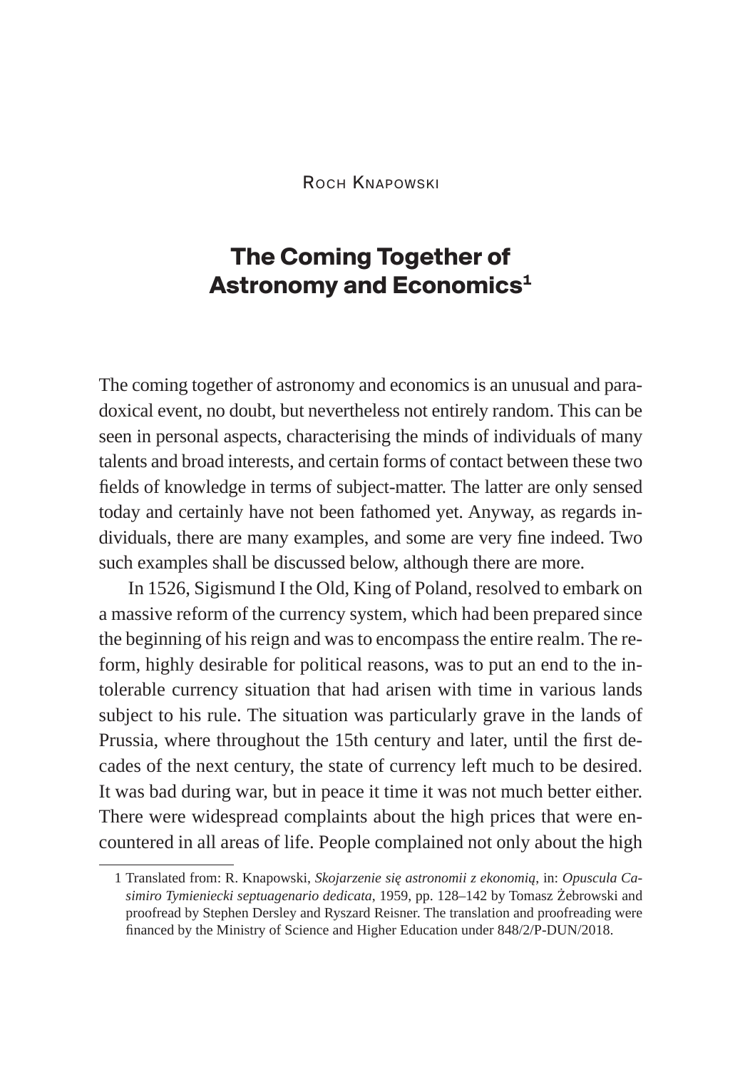Roch Knapowski

# The Coming Together of Astronomy and Economics[1]

The coming together of astronomy and economics is an unusual and paradoxical event, no doubt, but nevertheless not entirely random. This can be seen in personal aspects, characterising the minds of individuals of many talents and broad interests, and certain forms of contact between these two fields of knowledge in terms of subject-matter. The latter are only sensed today and certainly have not been fathomed yet. Anyway, as regards individuals, there are many examples, and some are very fine indeed. Two such examples shall be discussed below, although there are more.

In 1526, Sigismund I the Old, King of Poland, resolved to embark on a massive reform of the currency system, which had been prepared since the beginning of his reign and was to encompass the entire realm. The reform, highly desirable for political reasons, was to put an end to the intolerable currency situation that had arisen with time in various lands subject to his rule. The situation was particularly grave in the lands of Prussia, where throughout the 15th century and later, until the first decades of the next century, the state of currency left much to be desired. It was bad during war, but in peace it time it was not much better either. There were widespread complaints about the high prices that were encountered in all areas of life. People complained not only about the high

1 Translated from: R. Knapowski, *Skojarzenie się astronomii z ekonomią*, in: *Opuscula Casimiro Tymieniecki septuagenario dedicata*, 1959, pp. 128–142 by Tomasz Żebrowski and proofread by Stephen Dersley and Ryszard Reisner. The translation and proofreading were financed by the Ministry of Science and Higher Education under 848/2/P-DUN/2018.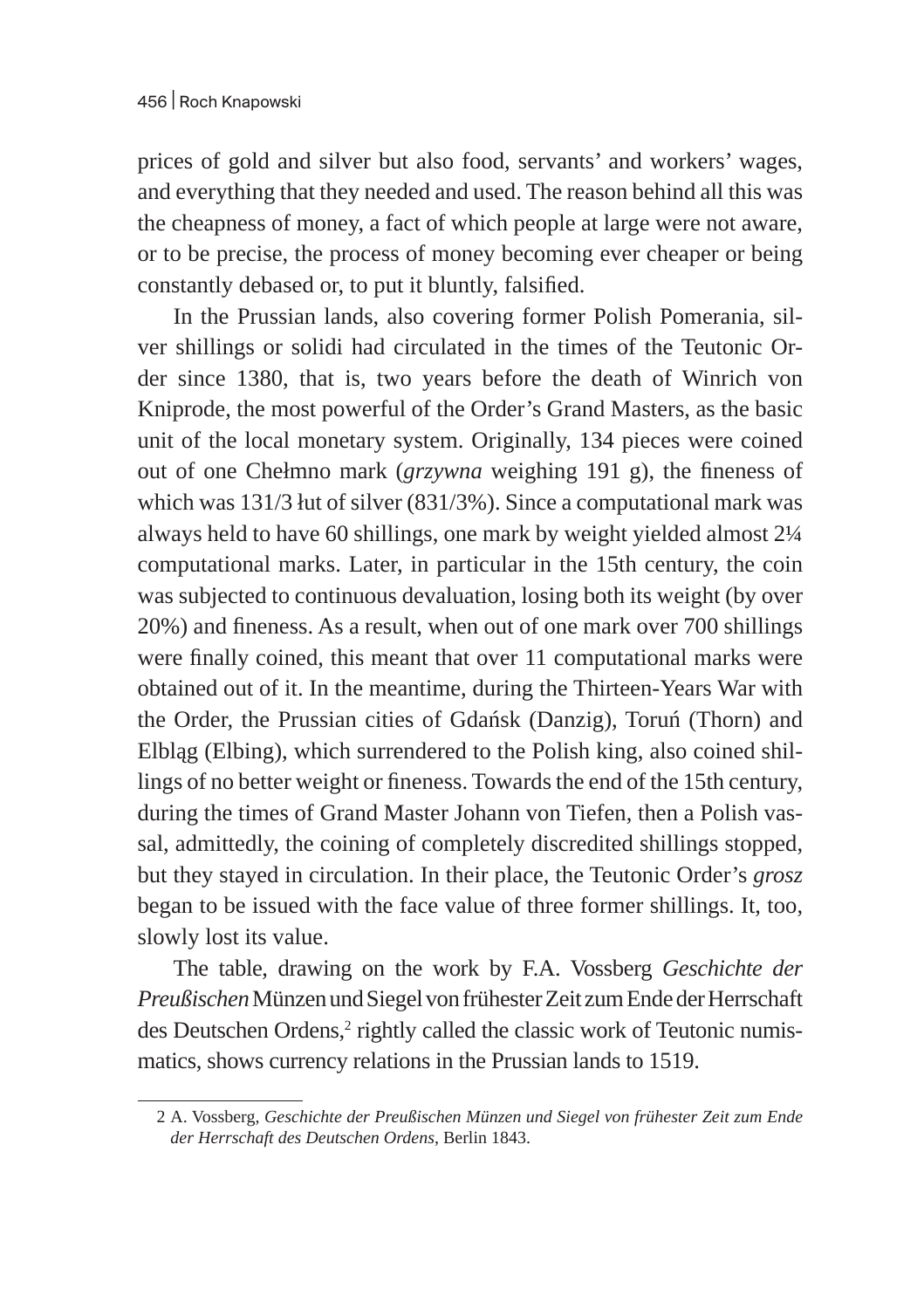prices of gold and silver but also food, servants' and workers' wages, and everything that they needed and used. The reason behind all this was the cheapness of money, a fact of which people at large were not aware, or to be precise, the process of money becoming ever cheaper or being constantly debased or, to put it bluntly, falsified.

In the Prussian lands, also covering former Polish Pomerania, silver shillings or solidi had circulated in the times of the Teutonic Order since 1380, that is, two years before the death of Winrich von Kniprode, the most powerful of the Order's Grand Masters, as the basic unit of the local monetary system. Originally, 134 pieces were coined out of one Chełmno mark (*grzywna* weighing 191 g), the fineness of which was 131/3 łut of silver (831/3%). Since a computational mark was always held to have 60 shillings, one mark by weight yielded almost 2¼ computational marks. Later, in particular in the 15th century, the coin was subjected to continuous devaluation, losing both its weight (by over 20%) and fineness. As a result, when out of one mark over 700 shillings were finally coined, this meant that over 11 computational marks were obtained out of it. In the meantime, during the Thirteen-Years War with the Order, the Prussian cities of Gdańsk (Danzig), Toruń (Thorn) and Elbląg (Elbing), which surrendered to the Polish king, also coined shillings of no better weight or fineness. Towards the end of the 15th century, during the times of Grand Master Johann von Tiefen, then a Polish vassal, admittedly, the coining of completely discredited shillings stopped, but they stayed in circulation. In their place, the Teutonic Order's *grosz* began to be issued with the face value of three former shillings. It, too, slowly lost its value.

The table, drawing on the work by F.A. Vossberg *Geschichte der Preußischen* Münzen und Siegel von frühester Zeit zum Ende der Herrschaft des Deutschen Ordens,[2] rightly called the classic work of Teutonic numismatics, shows currency relations in the Prussian lands to 1519.

2 A. Vossberg, *Geschichte der Preußischen Münzen und Siegel von frühester Zeit zum Ende der Herrschaft des Deutschen Ordens*, Berlin 1843.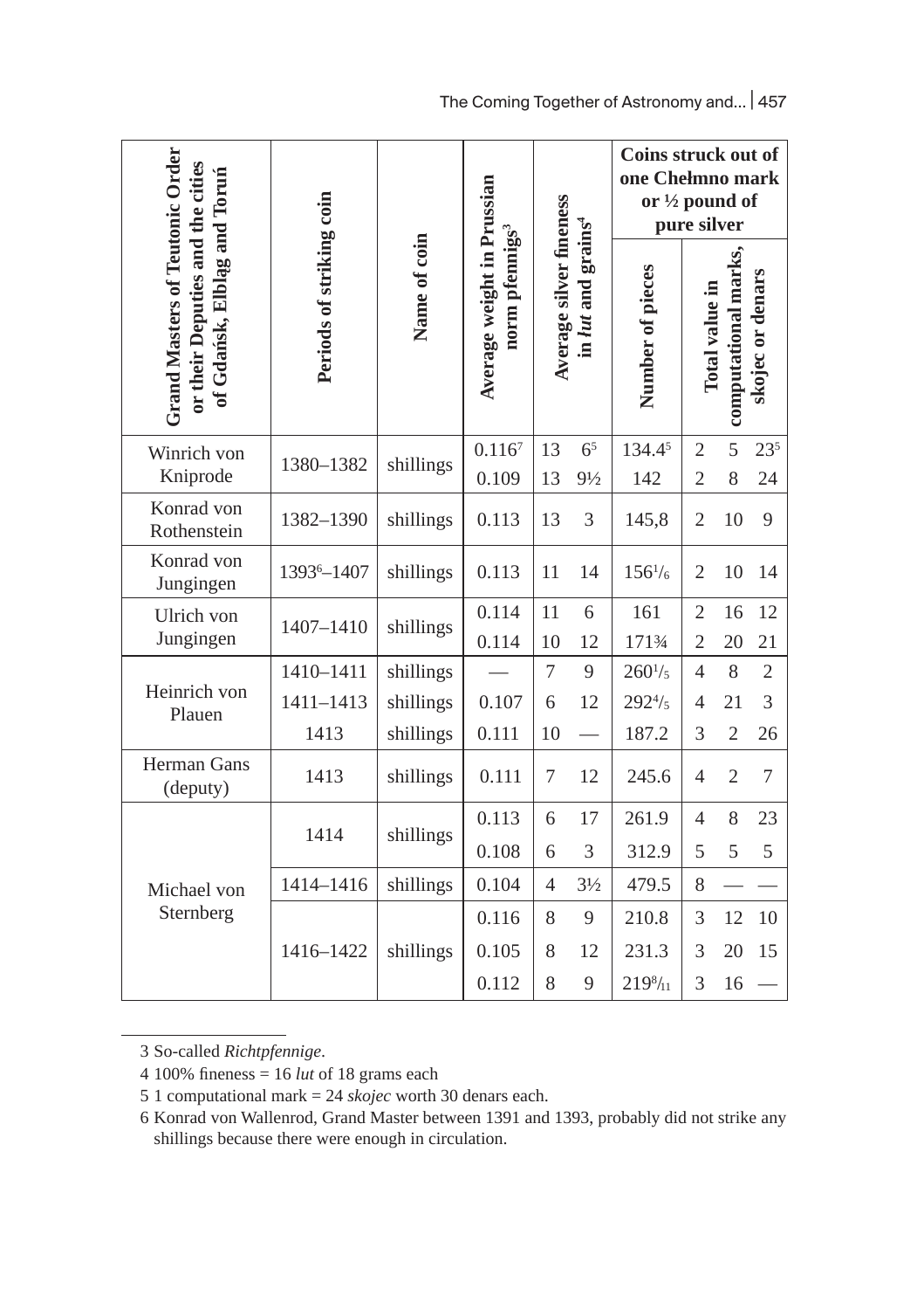| Grand Masters of Teutonic Order or their Deputies and the cities of Gdańsk, Elbląg and Toruń | Periods of striking coin | Name of coin | Average weight in Prussian norm pfennigs[3] | Average silver fineness in *lut* and grains[4] | | Coins struck out of one Chełmno mark or ½ pound of pure silver | | | |
|---|---|---|---|---|---|---|---|---|---|
| | | | | | | Number of pieces | Total value in computational marks, skojec or denars | | |
| Winrich von Kniprode | 1380–1382 | shillings | 0.116[7] | 13 | 6[5] | 134.4[5] | 2 | 5 | 23[5] |
| | | | 0.109 | 13 | 9½ | 142 | 2 | 8 | 24 |
| Konrad von Rothenstein | 1382–1390 | shillings | 0.113 | 13 | 3 | 145,8 | 2 | 10 | 9 |
| Konrad von Jungingen | 1393[6]–1407 | shillings | 0.113 | 11 | 14 | 156$^{1}/_{6}$ | 2 | 10 | 14 |
| Ulrich von Jungingen | 1407–1410 | shillings | 0.114 | 11 | 6 | 161 | 2 | 16 | 12 |
| | | | 0.114 | 10 | 12 | 171¾ | 2 | 20 | 21 |
| Heinrich von Plauen | 1410–1411 | shillings | — | 7 | 9 | 260$^{1}/_{5}$ | 4 | 8 | 2 |
| | 1411–1413 | shillings | 0.107 | 6 | 12 | 292$^{4}/_{5}$ | 4 | 21 | 3 |
| | 1413 | shillings | 0.111 | 10 | — | 187.2 | 3 | 2 | 26 |
| Herman Gans (deputy) | 1413 | shillings | 0.111 | 7 | 12 | 245.6 | 4 | 2 | 7 |
| Michael von Sternberg | 1414 | shillings | 0.113 | 6 | 17 | 261.9 | 4 | 8 | 23 |
| | | | 0.108 | 6 | 3 | 312.9 | 5 | 5 | 5 |
| | 1414–1416 | shillings | 0.104 | 4 | 3½ | 479.5 | 8 | — | — |
| | 1416–1422 | shillings | 0.116 | 8 | 9 | 210.8 | 3 | 12 | 10 |
| | | | 0.105 | 8 | 12 | 231.3 | 3 | 20 | 15 |
| | | | 0.112 | 8 | 9 | 219$^{8}/_{11}$ | 3 | 16 | — |

3 So-called *Richtpfennige*.

4 100% fineness = 16 *lut* of 18 grams each

5 1 computational mark = 24 *skojec* worth 30 denars each.

6 Konrad von Wallenrod, Grand Master between 1391 and 1393, probably did not strike any shillings because there were enough in circulation.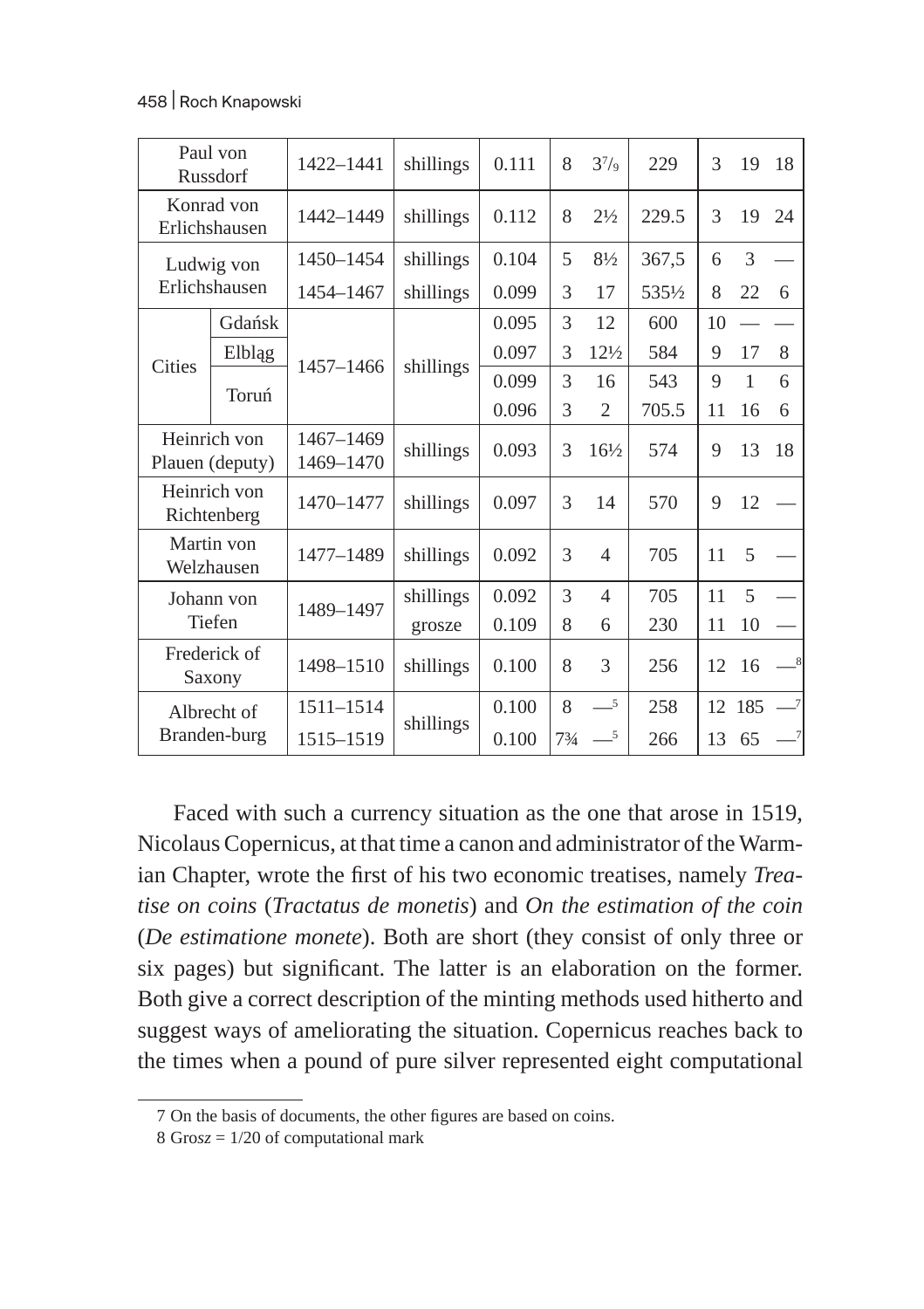| | | | | | | | | | | |
|---|---|---|---|---|---|---|---|---|---|---|
| Paul von Russdorf | | 1422–1441 | shillings | 0.111 | 8 | 3⁷/₉ | 229 | 3 | 19 | 18 |
| Konrad von Erlichshausen | | 1442–1449 | shillings | 0.112 | 8 | 2½ | 229.5 | 3 | 19 | 24 |
| Ludwig von Erlichshausen | | 1450–1454 | shillings | 0.104 | 5 | 8½ | 367,5 | 6 | 3 | — |
| | | 1454–1467 | shillings | 0.099 | 3 | 17 | 535½ | 8 | 22 | 6 |
| Cities | Gdańsk | 1457–1466 | shillings | 0.095 | 3 | 12 | 600 | 10 | — | — |
| | Elbląg | | | 0.097 | 3 | 12½ | 584 | 9 | 17 | 8 |
| | Toruń | | | 0.099 | 3 | 16 | 543 | 9 | 1 | 6 |
| | | | | 0.096 | 3 | 2 | 705.5 | 11 | 16 | 6 |
| Heinrich von Plauen (deputy) | | 1467–1469 1469–1470 | shillings | 0.093 | 3 | 16½ | 574 | 9 | 13 | 18 |
| Heinrich von Richtenberg | | 1470–1477 | shillings | 0.097 | 3 | 14 | 570 | 9 | 12 | — |
| Martin von Welzhausen | | 1477–1489 | shillings | 0.092 | 3 | 4 | 705 | 11 | 5 | — |
| Johann von Tiefen | | 1489–1497 | shillings | 0.092 | 3 | 4 | 705 | 11 | 5 | — |
| | | | grosze | 0.109 | 8 | 6 | 230 | 11 | 10 | — |
| Frederick of Saxony | | 1498–1510 | shillings | 0.100 | 8 | 3 | 256 | 12 | 16 | —[8] |
| Albrecht of Branden-burg | | 1511–1514 | shillings | 0.100 | 8 | —[5] | 258 | 12 | 185 | —[7] |
| | | 1515–1519 | | 0.100 | 7¾ | —[5] | 266 | 13 | 65 | —[7] |

Faced with such a currency situation as the one that arose in 1519, Nicolaus Copernicus, at that time a canon and administrator of the Warmian Chapter, wrote the first of his two economic treatises, namely *Treatise on coins* (*Tractatus de monetis*) and *On the estimation of the coin* (*De estimatione monete*). Both are short (they consist of only three or six pages) but significant. The latter is an elaboration on the former. Both give a correct description of the minting methods used hitherto and suggest ways of ameliorating the situation. Copernicus reaches back to the times when a pound of pure silver represented eight computational

7 On the basis of documents, the other figures are based on coins.

8 Gros*z* = 1/20 of computational mark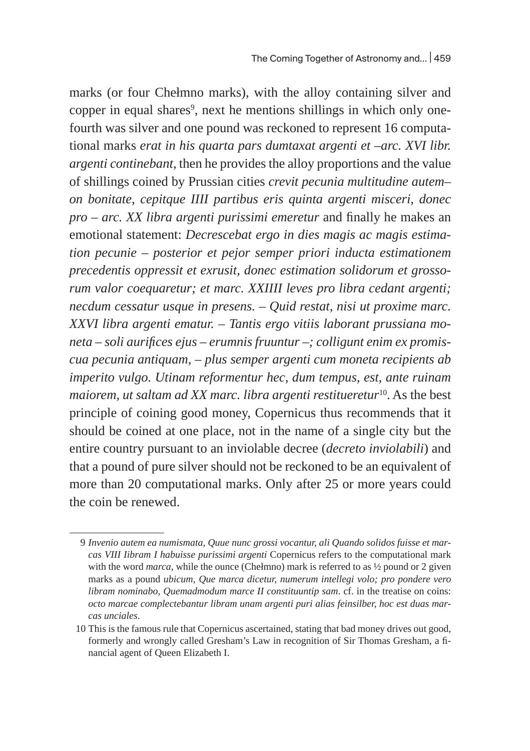marks (or four Chełmno marks), with the alloy containing silver and copper in equal shares[9], next he mentions shillings in which only one-fourth was silver and one pound was reckoned to represent 16 computational marks *erat in his quarta pars dumtaxat argenti et –arc. XVI libr. argenti continebant*, then he provides the alloy proportions and the value of shillings coined by Prussian cities *crevit pecunia multitudine autem–on bonitate, cepitque IIII partibus eris quinta argenti misceri, donec pro – arc. XX libra argenti purissimi emeretur* and finally he makes an emotional statement: *Decrescebat ergo in dies magis ac magis estimation pecunie – posterior et pejor semper priori inducta estimationem precedentis oppressit et exrusit, donec estimation solidorum et grossorum valor coequaretur; et marc. XXIIII leves pro libra cedant argenti; necdum cessatur usque in presens. – Quid restat, nisi ut proxime marc. XXVI libra argenti ematur. – Tantis ergo vitiis laborant prussiana moneta – soli aurifices ejus – erumnis fruuntur –; colligunt enim ex promiscua pecunia antiquam, – plus semper argenti cum moneta recipients ab imperito vulgo. Utinam reformentur hec, dum tempus, est, ante ruinam maiorem, ut saltam ad XX marc. libra argenti restitueretur*[10]. As the best principle of coining good money, Copernicus thus recommends that it should be coined at one place, not in the name of a single city but the entire country pursuant to an inviolable decree (*decreto inviolabili*) and that a pound of pure silver should not be reckoned to be an equivalent of more than 20 computational marks. Only after 25 or more years could the coin be renewed.

---

9 *Invenio autem ea numismata, Quue nunc grossi vocantur, ali Quando solidos fuisse et marcas VIII Iibram I habuisse purissimi argenti* Copernicus refers to the computational mark with the word *marca*, while the ounce (Chełmno) mark is referred to as ½ pound or 2 given marks as a pound *ubicum, Que marca dicetur, numerum intellegi volo; pro pondere vero libram nominabo, Quemadmodum marce II constituuntip sam*. cf. in the treatise on coins: *octo marcae complectebantur libram unam argenti puri alias feinsilber, hoc est duas marcas unciales*.

10 This is the famous rule that Copernicus ascertained, stating that bad money drives out good, formerly and wrongly called Gresham's Law in recognition of Sir Thomas Gresham, a financial agent of Queen Elizabeth I.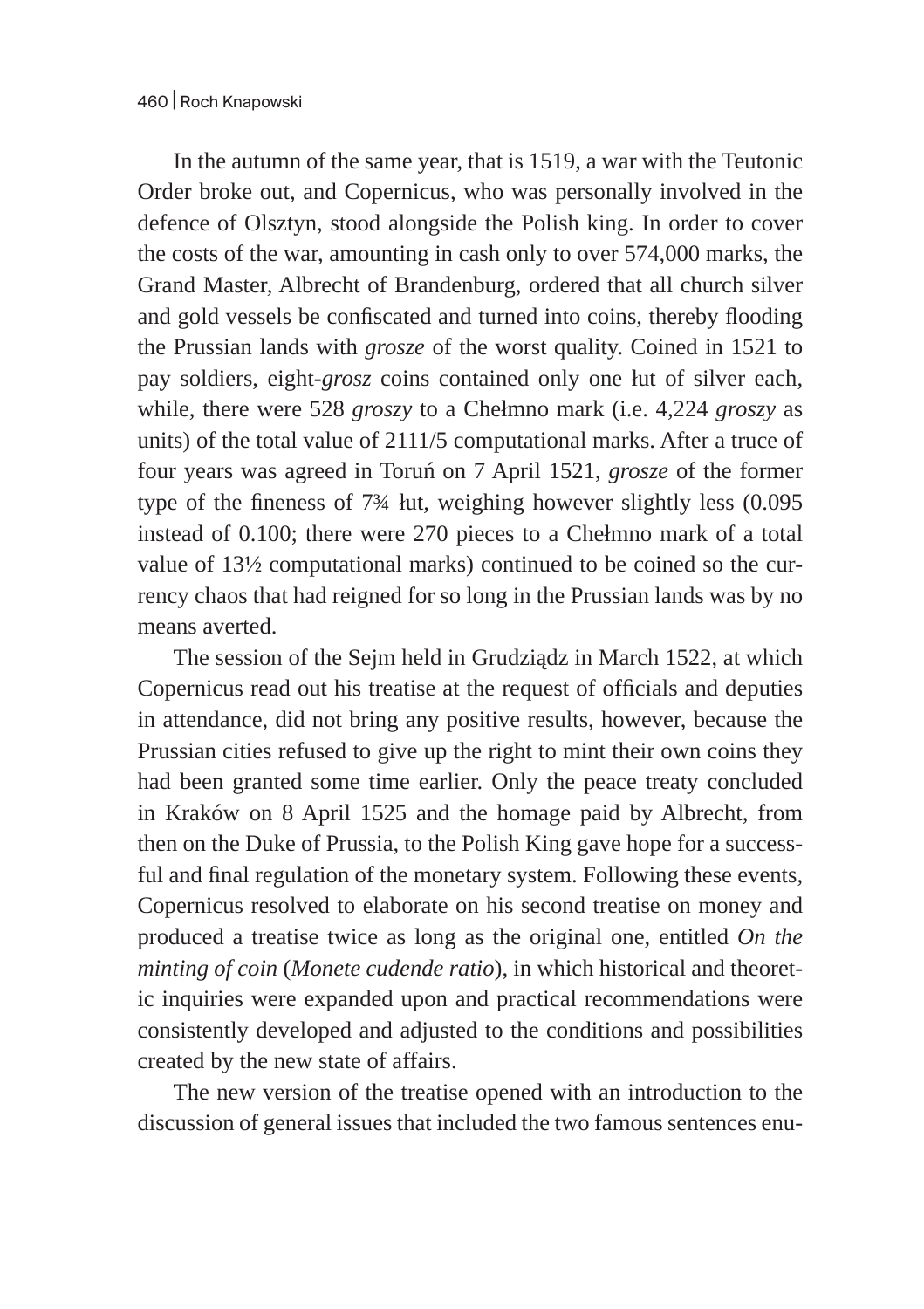In the autumn of the same year, that is 1519, a war with the Teutonic Order broke out, and Copernicus, who was personally involved in the defence of Olsztyn, stood alongside the Polish king. In order to cover the costs of the war, amounting in cash only to over 574,000 marks, the Grand Master, Albrecht of Brandenburg, ordered that all church silver and gold vessels be confiscated and turned into coins, thereby flooding the Prussian lands with *grosze* of the worst quality. Coined in 1521 to pay soldiers, eight-*grosz* coins contained only one łut of silver each, while, there were 528 *groszy* to a Chełmno mark (i.e. 4,224 *groszy* as units) of the total value of 2111/5 computational marks. After a truce of four years was agreed in Toruń on 7 April 1521, *grosze* of the former type of the fineness of 7¾ łut, weighing however slightly less (0.095 instead of 0.100; there were 270 pieces to a Chełmno mark of a total value of 13½ computational marks) continued to be coined so the currency chaos that had reigned for so long in the Prussian lands was by no means averted.

The session of the Sejm held in Grudziądz in March 1522, at which Copernicus read out his treatise at the request of officials and deputies in attendance, did not bring any positive results, however, because the Prussian cities refused to give up the right to mint their own coins they had been granted some time earlier. Only the peace treaty concluded in Kraków on 8 April 1525 and the homage paid by Albrecht, from then on the Duke of Prussia, to the Polish King gave hope for a successful and final regulation of the monetary system. Following these events, Copernicus resolved to elaborate on his second treatise on money and produced a treatise twice as long as the original one, entitled *On the minting of coin* (*Monete cudende ratio*), in which historical and theoretic inquiries were expanded upon and practical recommendations were consistently developed and adjusted to the conditions and possibilities created by the new state of affairs.

The new version of the treatise opened with an introduction to the discussion of general issues that included the two famous sentences enu-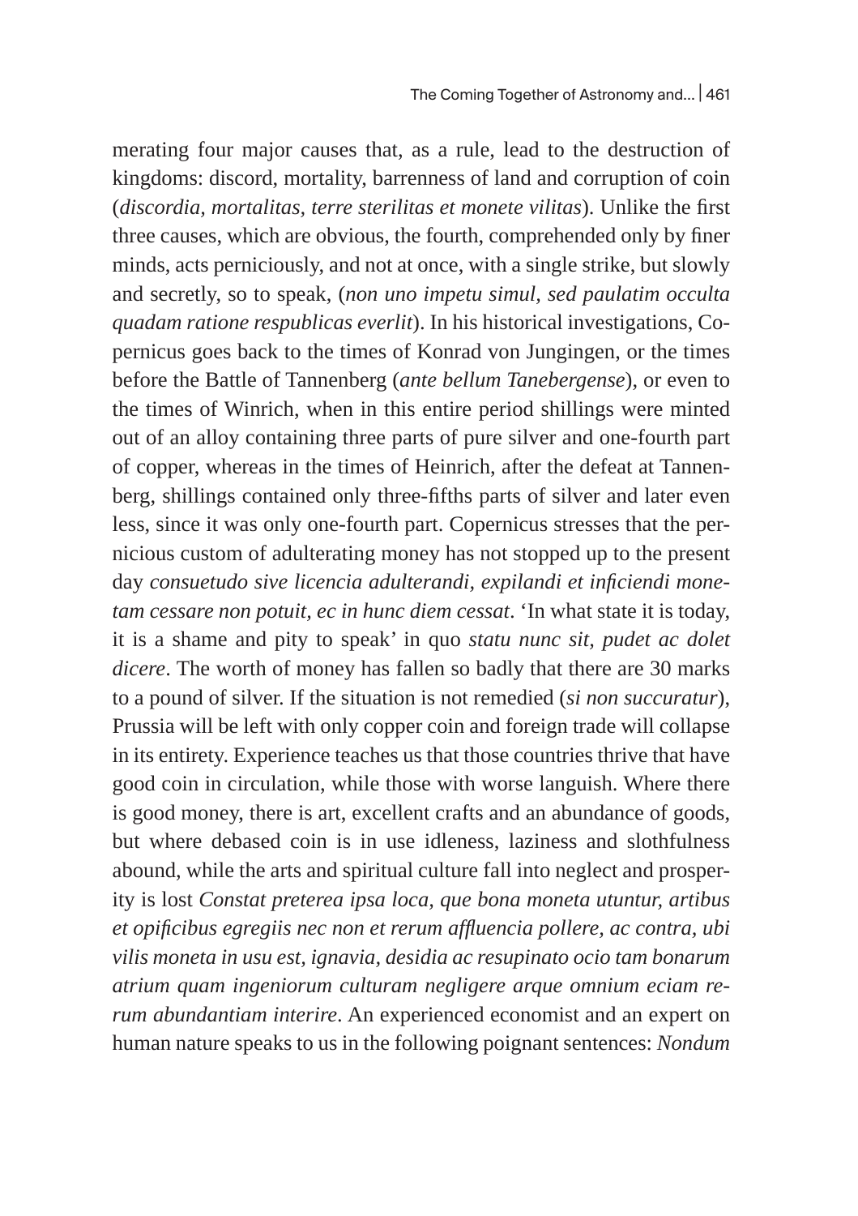merating four major causes that, as a rule, lead to the destruction of kingdoms: discord, mortality, barrenness of land and corruption of coin (*discordia, mortalitas, terre sterilitas et monete vilitas*). Unlike the first three causes, which are obvious, the fourth, comprehended only by finer minds, acts perniciously, and not at once, with a single strike, but slowly and secretly, so to speak, (*non uno impetu simul, sed paulatim occulta quadam ratione respublicas everlit*). In his historical investigations, Copernicus goes back to the times of Konrad von Jungingen, or the times before the Battle of Tannenberg (*ante bellum Tanebergense*), or even to the times of Winrich, when in this entire period shillings were minted out of an alloy containing three parts of pure silver and one-fourth part of copper, whereas in the times of Heinrich, after the defeat at Tannenberg, shillings contained only three-fifths parts of silver and later even less, since it was only one-fourth part. Copernicus stresses that the pernicious custom of adulterating money has not stopped up to the present day *consuetudo sive licencia adulterandi, expilandi et inficiendi monetam cessare non potuit, ec in hunc diem cessat*. 'In what state it is today, it is a shame and pity to speak' in quo *statu nunc sit, pudet ac dolet dicere*. The worth of money has fallen so badly that there are 30 marks to a pound of silver. If the situation is not remedied (*si non succuratur*), Prussia will be left with only copper coin and foreign trade will collapse in its entirety. Experience teaches us that those countries thrive that have good coin in circulation, while those with worse languish. Where there is good money, there is art, excellent crafts and an abundance of goods, but where debased coin is in use idleness, laziness and slothfulness abound, while the arts and spiritual culture fall into neglect and prosperity is lost *Constat preterea ipsa loca, que bona moneta utuntur, artibus et opificibus egregiis nec non et rerum affluencia pollere, ac contra, ubi vilis moneta in usu est, ignavia, desidia ac resupinato ocio tam bonarum atrium quam ingeniorum culturam negligere arque omnium eciam rerum abundantiam interire*. An experienced economist and an expert on human nature speaks to us in the following poignant sentences: *Nondum*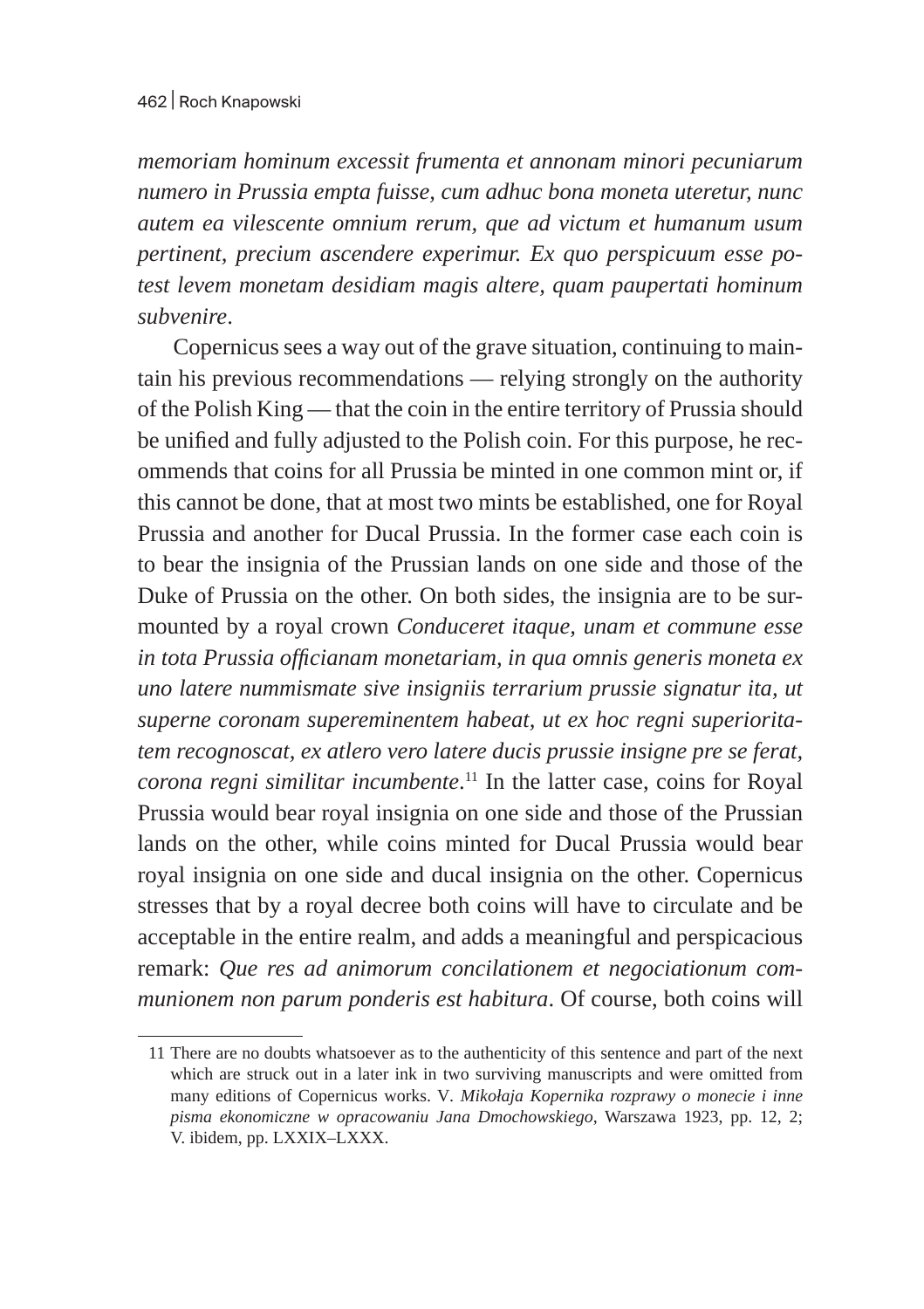*memoriam hominum excessit frumenta et annonam minori pecuniarum numero in Prussia empta fuisse, cum adhuc bona moneta uteretur, nunc autem ea vilescente omnium rerum, que ad victum et humanum usum pertinent, precium ascendere experimur. Ex quo perspicuum esse potest levem monetam desidiam magis altere, quam paupertati hominum subvenire*.

Copernicus sees a way out of the grave situation, continuing to maintain his previous recommendations — relying strongly on the authority of the Polish King — that the coin in the entire territory of Prussia should be unified and fully adjusted to the Polish coin. For this purpose, he recommends that coins for all Prussia be minted in one common mint or, if this cannot be done, that at most two mints be established, one for Royal Prussia and another for Ducal Prussia. In the former case each coin is to bear the insignia of the Prussian lands on one side and those of the Duke of Prussia on the other. On both sides, the insignia are to be surmounted by a royal crown *Conduceret itaque, unam et commune esse in tota Prussia officianam monetariam, in qua omnis generis moneta ex uno latere nummismate sive insigniis terrarium prussie signatur ita, ut superne coronam supereminentem habeat, ut ex hoc regni superioritatem recognoscat, ex atlero vero latere ducis prussie insigne pre se ferat, corona regni similitar incumbente*.[11] In the latter case, coins for Royal Prussia would bear royal insignia on one side and those of the Prussian lands on the other, while coins minted for Ducal Prussia would bear royal insignia on one side and ducal insignia on the other. Copernicus stresses that by a royal decree both coins will have to circulate and be acceptable in the entire realm, and adds a meaningful and perspicacious remark: *Que res ad animorum concilationem et negociationum communionem non parum ponderis est habitura*. Of course, both coins will

---

11 There are no doubts whatsoever as to the authenticity of this sentence and part of the next which are struck out in a later ink in two surviving manuscripts and were omitted from many editions of Copernicus works. V. *Mikołaja Kopernika rozprawy o monecie i inne pisma ekonomiczne w opracowaniu Jana Dmochowskiego*, Warszawa 1923, pp. 12, 2; V. ibidem, pp. LXXIX–LXXX.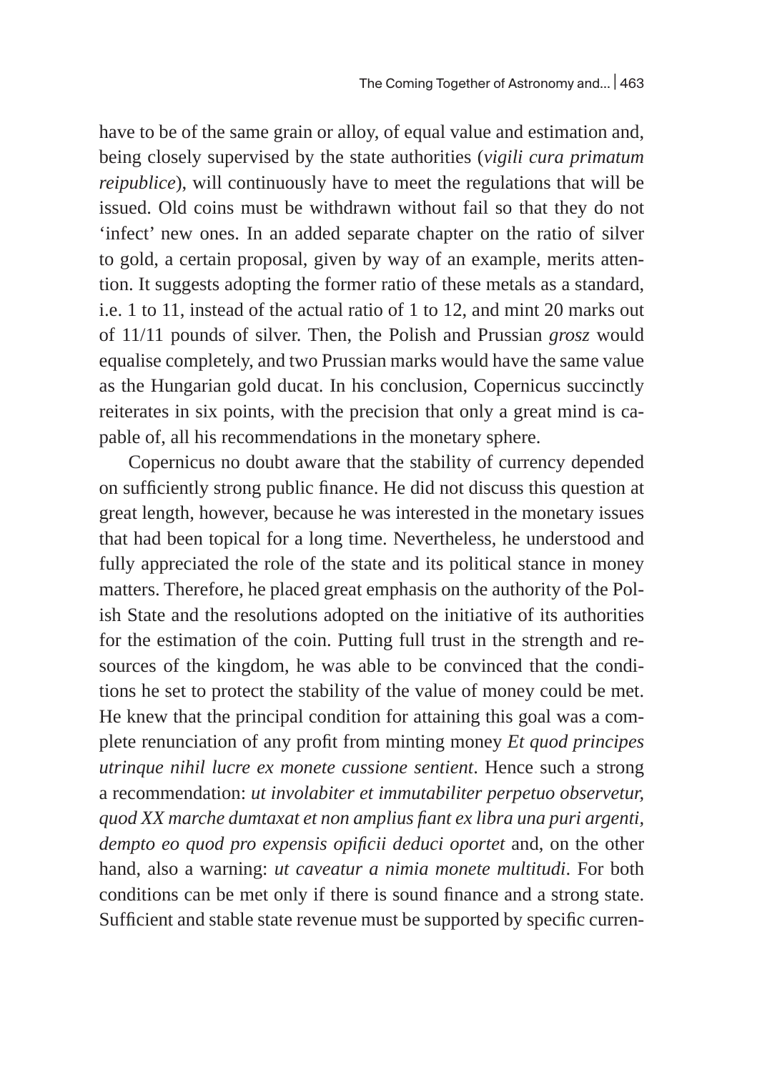have to be of the same grain or alloy, of equal value and estimation and, being closely supervised by the state authorities (*vigili cura primatum reipublice*), will continuously have to meet the regulations that will be issued. Old coins must be withdrawn without fail so that they do not 'infect' new ones. In an added separate chapter on the ratio of silver to gold, a certain proposal, given by way of an example, merits attention. It suggests adopting the former ratio of these metals as a standard, i.e. 1 to 11, instead of the actual ratio of 1 to 12, and mint 20 marks out of 11/11 pounds of silver. Then, the Polish and Prussian *grosz* would equalise completely, and two Prussian marks would have the same value as the Hungarian gold ducat. In his conclusion, Copernicus succinctly reiterates in six points, with the precision that only a great mind is capable of, all his recommendations in the monetary sphere.

Copernicus no doubt aware that the stability of currency depended on sufficiently strong public finance. He did not discuss this question at great length, however, because he was interested in the monetary issues that had been topical for a long time. Nevertheless, he understood and fully appreciated the role of the state and its political stance in money matters. Therefore, he placed great emphasis on the authority of the Polish State and the resolutions adopted on the initiative of its authorities for the estimation of the coin. Putting full trust in the strength and resources of the kingdom, he was able to be convinced that the conditions he set to protect the stability of the value of money could be met. He knew that the principal condition for attaining this goal was a complete renunciation of any profit from minting money *Et quod principes utrinque nihil lucre ex monete cussione sentient*. Hence such a strong a recommendation: *ut involabiter et immutabiliter perpetuo observetur, quod XX marche dumtaxat et non amplius fiant ex libra una puri argenti, dempto eo quod pro expensis opificii deduci oportet* and, on the other hand, also a warning: *ut caveatur a nimia monete multitudi*. For both conditions can be met only if there is sound finance and a strong state. Sufficient and stable state revenue must be supported by specific curren-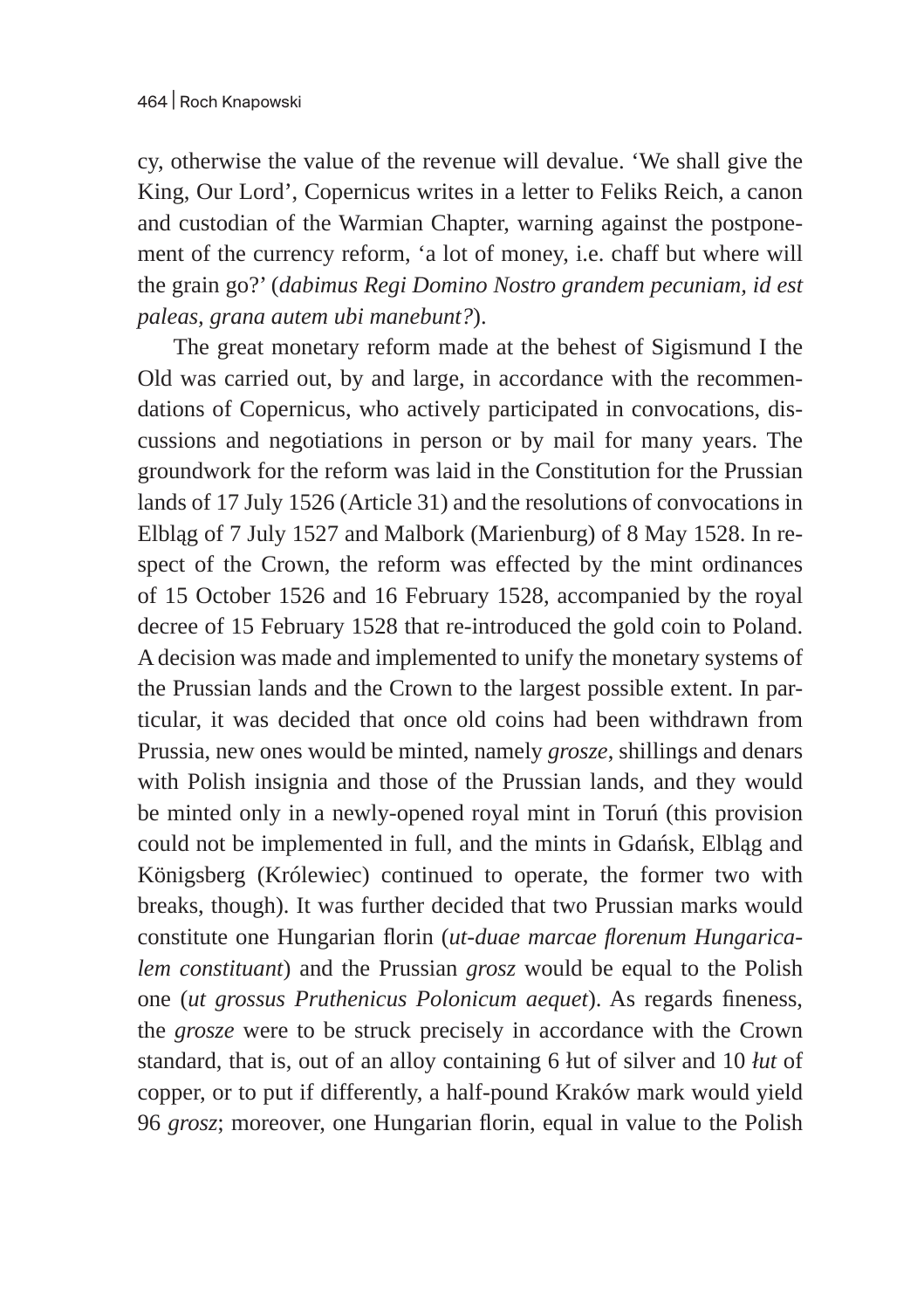cy, otherwise the value of the revenue will devalue. 'We shall give the King, Our Lord', Copernicus writes in a letter to Feliks Reich, a canon and custodian of the Warmian Chapter, warning against the postponement of the currency reform, 'a lot of money, i.e. chaff but where will the grain go?' (*dabimus Regi Domino Nostro grandem pecuniam, id est paleas, grana autem ubi manebunt?*).

The great monetary reform made at the behest of Sigismund I the Old was carried out, by and large, in accordance with the recommendations of Copernicus, who actively participated in convocations, discussions and negotiations in person or by mail for many years. The groundwork for the reform was laid in the Constitution for the Prussian lands of 17 July 1526 (Article 31) and the resolutions of convocations in Elbląg of 7 July 1527 and Malbork (Marienburg) of 8 May 1528. In respect of the Crown, the reform was effected by the mint ordinances of 15 October 1526 and 16 February 1528, accompanied by the royal decree of 15 February 1528 that re-introduced the gold coin to Poland. A decision was made and implemented to unify the monetary systems of the Prussian lands and the Crown to the largest possible extent. In particular, it was decided that once old coins had been withdrawn from Prussia, new ones would be minted, namely *grosze*, shillings and denars with Polish insignia and those of the Prussian lands, and they would be minted only in a newly-opened royal mint in Toruń (this provision could not be implemented in full, and the mints in Gdańsk, Elbląg and Königsberg (Królewiec) continued to operate, the former two with breaks, though). It was further decided that two Prussian marks would constitute one Hungarian florin (*ut-duae marcae florenum Hungaricalem constituant*) and the Prussian *grosz* would be equal to the Polish one (*ut grossus Pruthenicus Polonicum aequet*). As regards fineness, the *grosze* were to be struck precisely in accordance with the Crown standard, that is, out of an alloy containing 6 łut of silver and 10 *łut* of copper, or to put if differently, a half-pound Kraków mark would yield 96 *grosz*; moreover, one Hungarian florin, equal in value to the Polish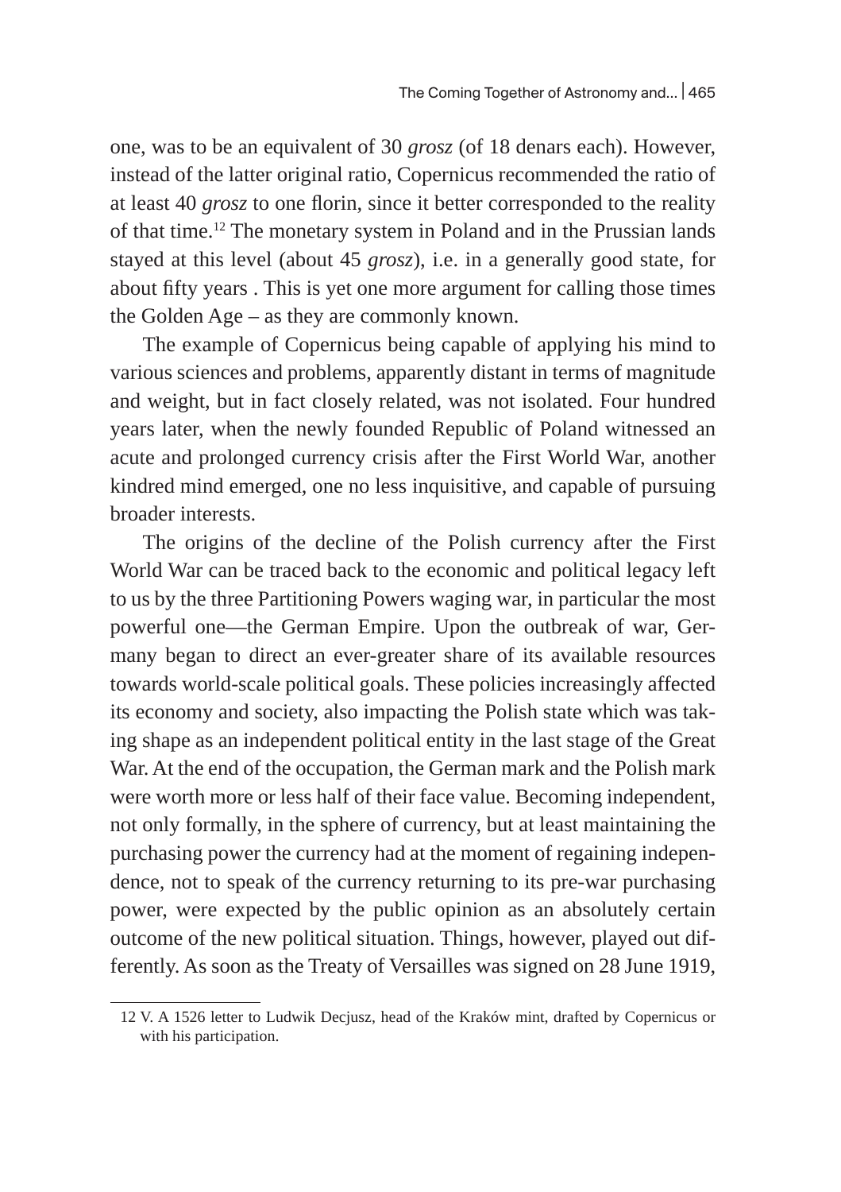one, was to be an equivalent of 30 *grosz* (of 18 denars each). However, instead of the latter original ratio, Copernicus recommended the ratio of at least 40 *grosz* to one florin, since it better corresponded to the reality of that time.[12] The monetary system in Poland and in the Prussian lands stayed at this level (about 45 *grosz*), i.e. in a generally good state, for about fifty years . This is yet one more argument for calling those times the Golden Age – as they are commonly known.

The example of Copernicus being capable of applying his mind to various sciences and problems, apparently distant in terms of magnitude and weight, but in fact closely related, was not isolated. Four hundred years later, when the newly founded Republic of Poland witnessed an acute and prolonged currency crisis after the First World War, another kindred mind emerged, one no less inquisitive, and capable of pursuing broader interests.

The origins of the decline of the Polish currency after the First World War can be traced back to the economic and political legacy left to us by the three Partitioning Powers waging war, in particular the most powerful one—the German Empire. Upon the outbreak of war, Germany began to direct an ever-greater share of its available resources towards world-scale political goals. These policies increasingly affected its economy and society, also impacting the Polish state which was taking shape as an independent political entity in the last stage of the Great War. At the end of the occupation, the German mark and the Polish mark were worth more or less half of their face value. Becoming independent, not only formally, in the sphere of currency, but at least maintaining the purchasing power the currency had at the moment of regaining independence, not to speak of the currency returning to its pre-war purchasing power, were expected by the public opinion as an absolutely certain outcome of the new political situation. Things, however, played out differently. As soon as the Treaty of Versailles was signed on 28 June 1919,

12 V. A 1526 letter to Ludwik Decjusz, head of the Kraków mint, drafted by Copernicus or with his participation.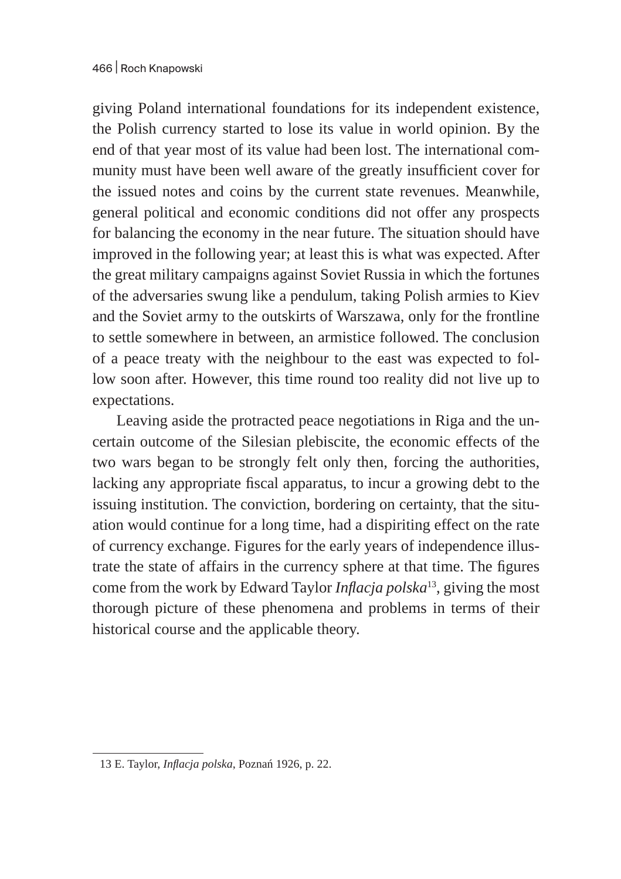giving Poland international foundations for its independent existence, the Polish currency started to lose its value in world opinion. By the end of that year most of its value had been lost. The international community must have been well aware of the greatly insufficient cover for the issued notes and coins by the current state revenues. Meanwhile, general political and economic conditions did not offer any prospects for balancing the economy in the near future. The situation should have improved in the following year; at least this is what was expected. After the great military campaigns against Soviet Russia in which the fortunes of the adversaries swung like a pendulum, taking Polish armies to Kiev and the Soviet army to the outskirts of Warszawa, only for the frontline to settle somewhere in between, an armistice followed. The conclusion of a peace treaty with the neighbour to the east was expected to follow soon after. However, this time round too reality did not live up to expectations.

Leaving aside the protracted peace negotiations in Riga and the uncertain outcome of the Silesian plebiscite, the economic effects of the two wars began to be strongly felt only then, forcing the authorities, lacking any appropriate fiscal apparatus, to incur a growing debt to the issuing institution. The conviction, bordering on certainty, that the situation would continue for a long time, had a dispiriting effect on the rate of currency exchange. Figures for the early years of independence illustrate the state of affairs in the currency sphere at that time. The figures come from the work by Edward Taylor *Inflacja polska*[13], giving the most thorough picture of these phenomena and problems in terms of their historical course and the applicable theory.

---

13 E. Taylor, *Inflacja polska*, Poznań 1926, p. 22.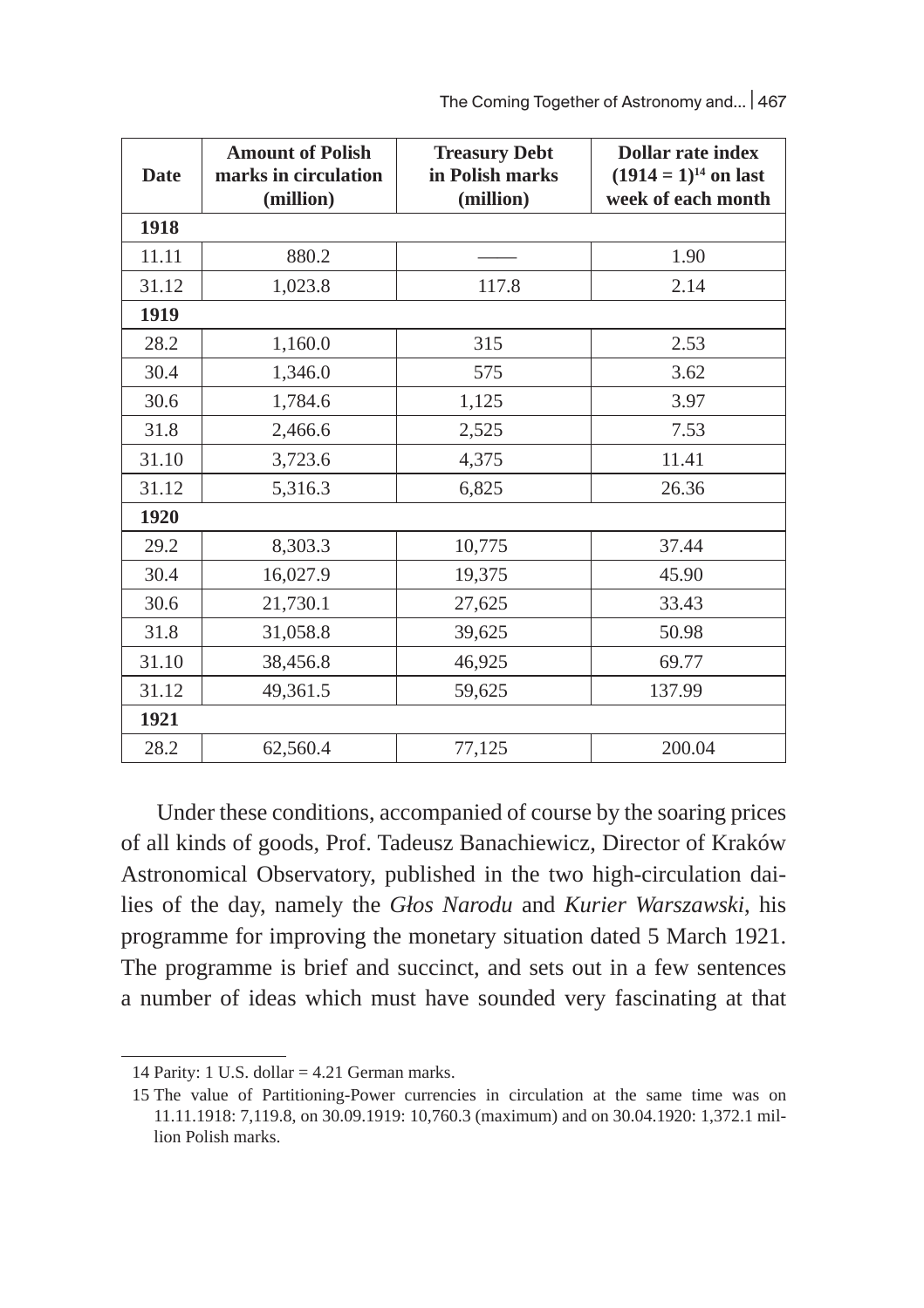| Date | Amount of Polish marks in circulation (million) | Treasury Debt in Polish marks (million) | Dollar rate index (1914 = 1)[14] on last week of each month |
|---|---|---|---|
| **1918** | | | |
| 11.11 | 880.2 | —— | 1.90 |
| 31.12 | 1,023.8 | 117.8 | 2.14 |
| **1919** | | | |
| 28.2 | 1,160.0 | 315 | 2.53 |
| 30.4 | 1,346.0 | 575 | 3.62 |
| 30.6 | 1,784.6 | 1,125 | 3.97 |
| 31.8 | 2,466.6 | 2,525 | 7.53 |
| 31.10 | 3,723.6 | 4,375 | 11.41 |
| 31.12 | 5,316.3 | 6,825 | 26.36 |
| **1920** | | | |
| 29.2 | 8,303.3 | 10,775 | 37.44 |
| 30.4 | 16,027.9 | 19,375 | 45.90 |
| 30.6 | 21,730.1 | 27,625 | 33.43 |
| 31.8 | 31,058.8 | 39,625 | 50.98 |
| 31.10 | 38,456.8 | 46,925 | 69.77 |
| 31.12 | 49,361.5 | 59,625 | 137.99 |
| **1921** | | | |
| 28.2 | 62,560.4 | 77,125 | 200.04 |

Under these conditions, accompanied of course by the soaring prices of all kinds of goods, Prof. Tadeusz Banachiewicz, Director of Kraków Astronomical Observatory, published in the two high-circulation dailies of the day, namely the *Głos Narodu* and *Kurier Warszawski*, his programme for improving the monetary situation dated 5 March 1921. The programme is brief and succinct, and sets out in a few sentences a number of ideas which must have sounded very fascinating at that

---

14 Parity: 1 U.S. dollar = 4.21 German marks.

15 The value of Partitioning-Power currencies in circulation at the same time was on 11.11.1918: 7,119.8, on 30.09.1919: 10,760.3 (maximum) and on 30.04.1920: 1,372.1 million Polish marks.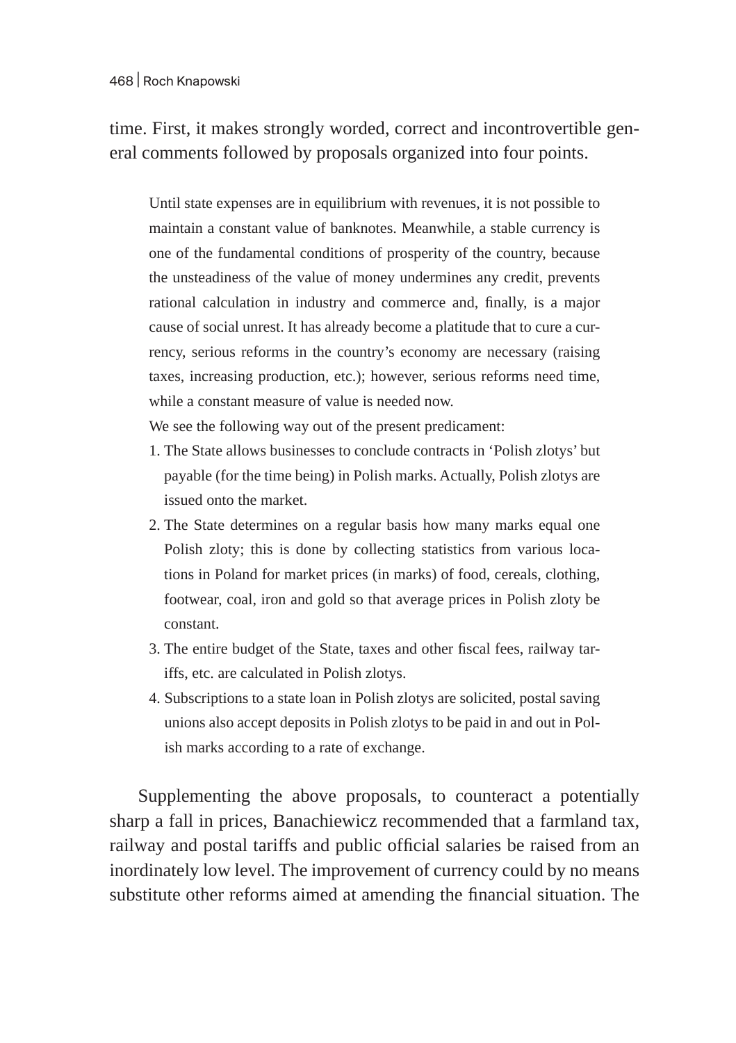time. First, it makes strongly worded, correct and incontrovertible general comments followed by proposals organized into four points.

> Until state expenses are in equilibrium with revenues, it is not possible to maintain a constant value of banknotes. Meanwhile, a stable currency is one of the fundamental conditions of prosperity of the country, because the unsteadiness of the value of money undermines any credit, prevents rational calculation in industry and commerce and, finally, is a major cause of social unrest. It has already become a platitude that to cure a currency, serious reforms in the country's economy are necessary (raising taxes, increasing production, etc.); however, serious reforms need time, while a constant measure of value is needed now.
>
> We see the following way out of the present predicament:
>
> 1. The State allows businesses to conclude contracts in 'Polish zlotys' but payable (for the time being) in Polish marks. Actually, Polish zlotys are issued onto the market.
> 2. The State determines on a regular basis how many marks equal one Polish zloty; this is done by collecting statistics from various locations in Poland for market prices (in marks) of food, cereals, clothing, footwear, coal, iron and gold so that average prices in Polish zloty be constant.
> 3. The entire budget of the State, taxes and other fiscal fees, railway tariffs, etc. are calculated in Polish zlotys.
> 4. Subscriptions to a state loan in Polish zlotys are solicited, postal saving unions also accept deposits in Polish zlotys to be paid in and out in Polish marks according to a rate of exchange.

Supplementing the above proposals, to counteract a potentially sharp a fall in prices, Banachiewicz recommended that a farmland tax, railway and postal tariffs and public official salaries be raised from an inordinately low level. The improvement of currency could by no means substitute other reforms aimed at amending the financial situation. The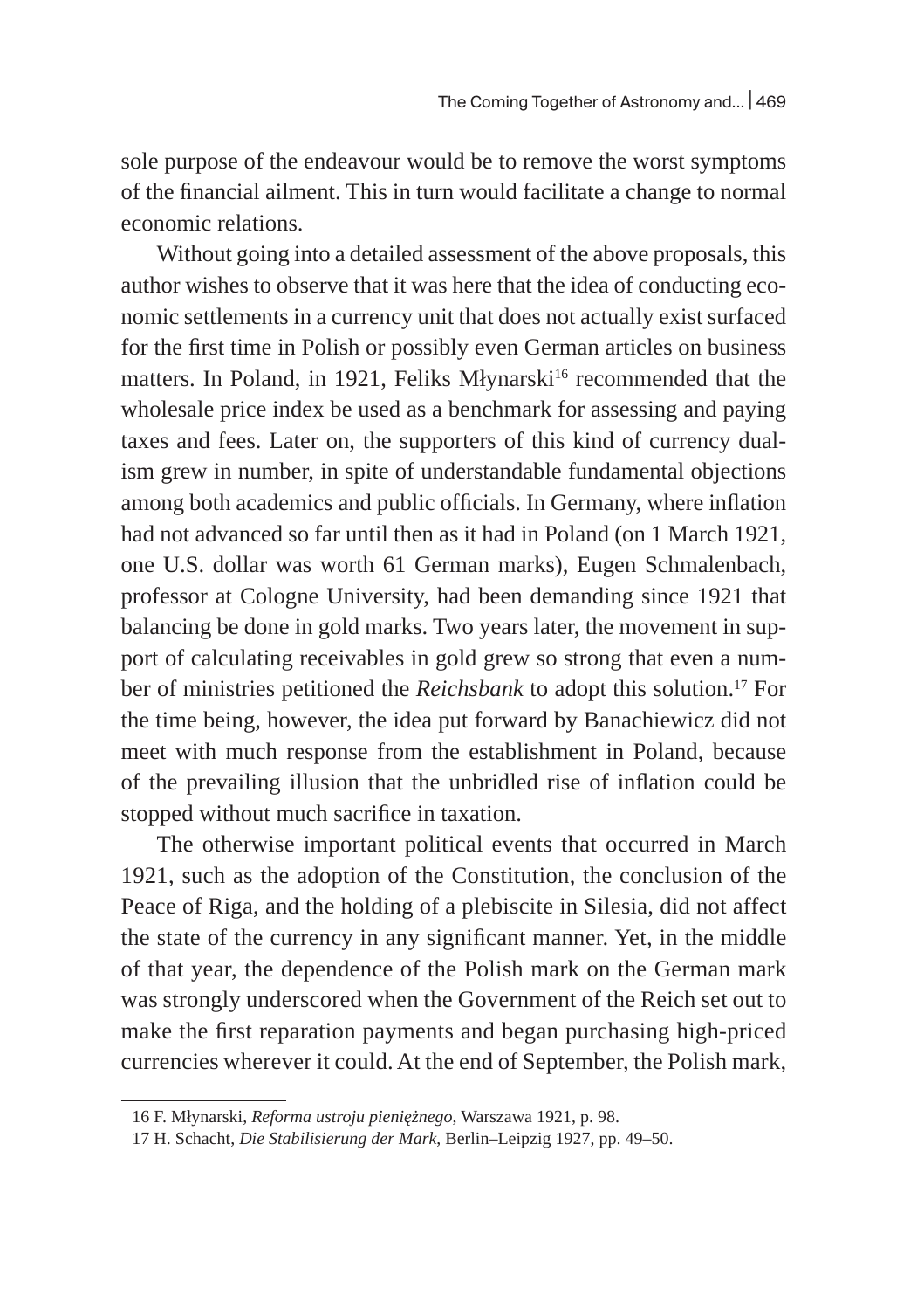sole purpose of the endeavour would be to remove the worst symptoms of the financial ailment. This in turn would facilitate a change to normal economic relations.

Without going into a detailed assessment of the above proposals, this author wishes to observe that it was here that the idea of conducting economic settlements in a currency unit that does not actually exist surfaced for the first time in Polish or possibly even German articles on business matters. In Poland, in 1921, Feliks Młynarski[16] recommended that the wholesale price index be used as a benchmark for assessing and paying taxes and fees. Later on, the supporters of this kind of currency dualism grew in number, in spite of understandable fundamental objections among both academics and public officials. In Germany, where inflation had not advanced so far until then as it had in Poland (on 1 March 1921, one U.S. dollar was worth 61 German marks), Eugen Schmalenbach, professor at Cologne University, had been demanding since 1921 that balancing be done in gold marks. Two years later, the movement in support of calculating receivables in gold grew so strong that even a number of ministries petitioned the *Reichsbank* to adopt this solution.[17] For the time being, however, the idea put forward by Banachiewicz did not meet with much response from the establishment in Poland, because of the prevailing illusion that the unbridled rise of inflation could be stopped without much sacrifice in taxation.

The otherwise important political events that occurred in March 1921, such as the adoption of the Constitution, the conclusion of the Peace of Riga, and the holding of a plebiscite in Silesia, did not affect the state of the currency in any significant manner. Yet, in the middle of that year, the dependence of the Polish mark on the German mark was strongly underscored when the Government of the Reich set out to make the first reparation payments and began purchasing high-priced currencies wherever it could. At the end of September, the Polish mark,

16 F. Młynarski, *Reforma ustroju pieniężnego*, Warszawa 1921, p. 98.

17 H. Schacht, *Die Stabilisierung der Mark*, Berlin–Leipzig 1927, pp. 49–50.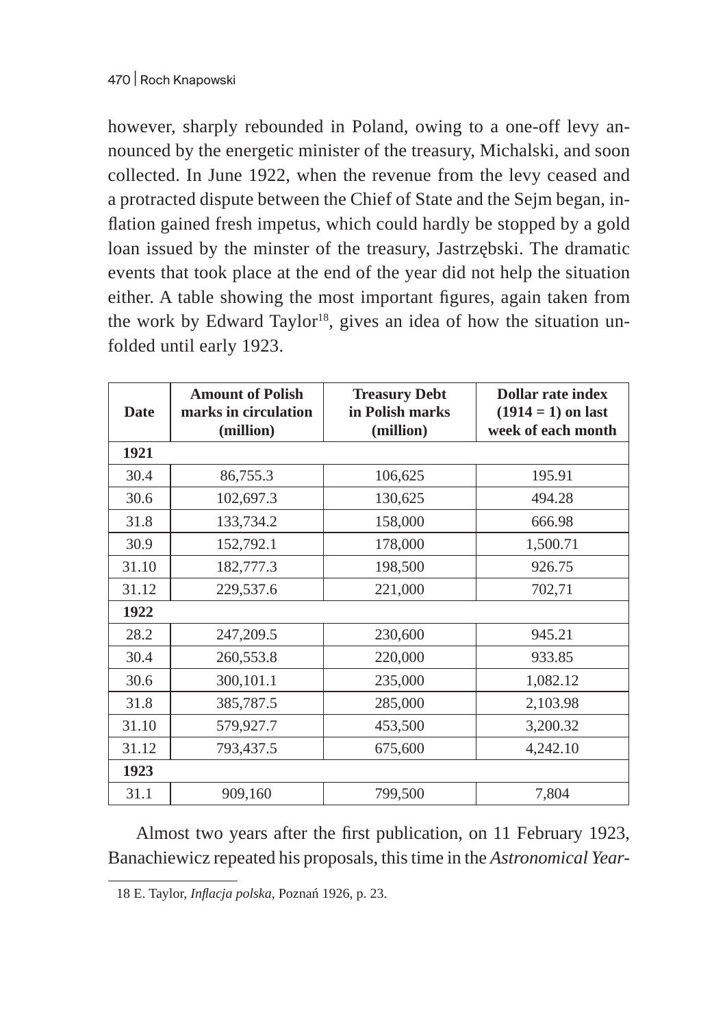however, sharply rebounded in Poland, owing to a one-off levy announced by the energetic minister of the treasury, Michalski, and soon collected. In June 1922, when the revenue from the levy ceased and a protracted dispute between the Chief of State and the Sejm began, inflation gained fresh impetus, which could hardly be stopped by a gold loan issued by the minster of the treasury, Jastrzębski. The dramatic events that took place at the end of the year did not help the situation either. A table showing the most important figures, again taken from the work by Edward Taylor[18], gives an idea of how the situation unfolded until early 1923.

| Date | Amount of Polish marks in circulation (million) | Treasury Debt in Polish marks (million) | Dollar rate index (1914 = 1) on last week of each month |
|---|---|---|---|
| **1921** | | | |
| 30.4 | 86,755.3 | 106,625 | 195.91 |
| 30.6 | 102,697.3 | 130,625 | 494.28 |
| 31.8 | 133,734.2 | 158,000 | 666.98 |
| 30.9 | 152,792.1 | 178,000 | 1,500.71 |
| 31.10 | 182,777.3 | 198,500 | 926.75 |
| 31.12 | 229,537.6 | 221,000 | 702,71 |
| **1922** | | | |
| 28.2 | 247,209.5 | 230,600 | 945.21 |
| 30.4 | 260,553.8 | 220,000 | 933.85 |
| 30.6 | 300,101.1 | 235,000 | 1,082.12 |
| 31.8 | 385,787.5 | 285,000 | 2,103.98 |
| 31.10 | 579,927.7 | 453,500 | 3,200.32 |
| 31.12 | 793,437.5 | 675,600 | 4,242.10 |
| **1923** | | | |
| 31.1 | 909,160 | 799,500 | 7,804 |

Almost two years after the first publication, on 11 February 1923, Banachiewicz repeated his proposals, this time in the *Astronomical Year-*

18 E. Taylor, *Inflacja polska*, Poznań 1926, p. 23.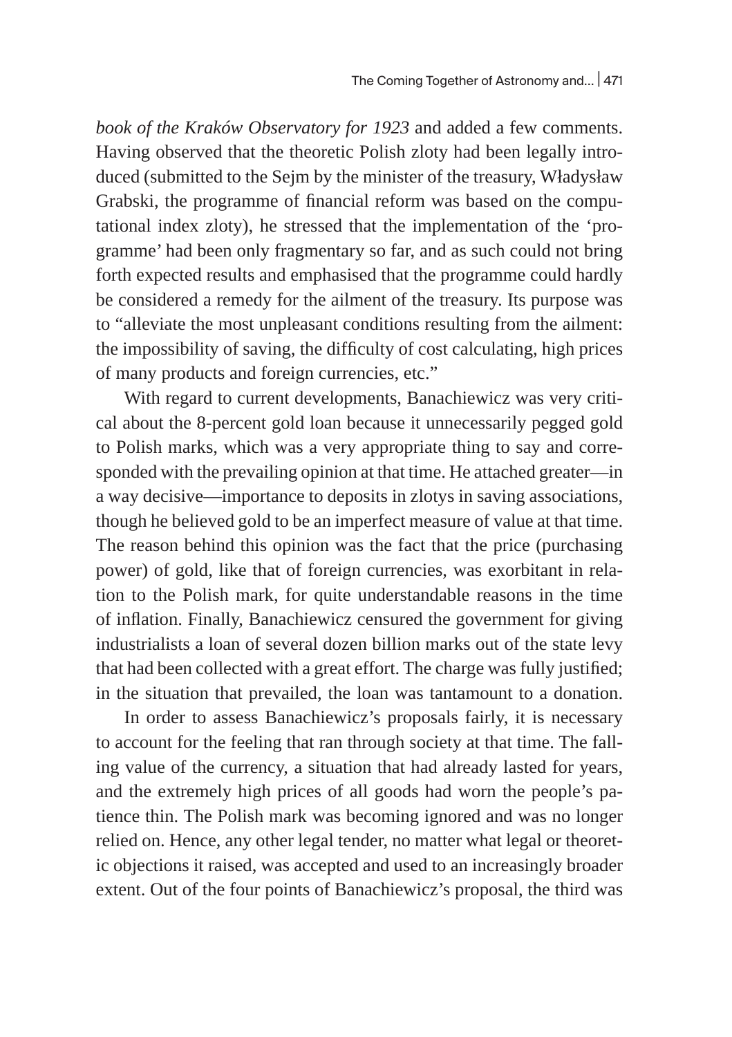*book of the Kraków Observatory for 1923* and added a few comments. Having observed that the theoretic Polish zloty had been legally introduced (submitted to the Sejm by the minister of the treasury, Władysław Grabski, the programme of financial reform was based on the computational index zloty), he stressed that the implementation of the 'programme' had been only fragmentary so far, and as such could not bring forth expected results and emphasised that the programme could hardly be considered a remedy for the ailment of the treasury. Its purpose was to "alleviate the most unpleasant conditions resulting from the ailment: the impossibility of saving, the difficulty of cost calculating, high prices of many products and foreign currencies, etc."

With regard to current developments, Banachiewicz was very critical about the 8-percent gold loan because it unnecessarily pegged gold to Polish marks, which was a very appropriate thing to say and corresponded with the prevailing opinion at that time. He attached greater—in a way decisive—importance to deposits in zlotys in saving associations, though he believed gold to be an imperfect measure of value at that time. The reason behind this opinion was the fact that the price (purchasing power) of gold, like that of foreign currencies, was exorbitant in relation to the Polish mark, for quite understandable reasons in the time of inflation. Finally, Banachiewicz censured the government for giving industrialists a loan of several dozen billion marks out of the state levy that had been collected with a great effort. The charge was fully justified; in the situation that prevailed, the loan was tantamount to a donation.

In order to assess Banachiewicz's proposals fairly, it is necessary to account for the feeling that ran through society at that time. The falling value of the currency, a situation that had already lasted for years, and the extremely high prices of all goods had worn the people's patience thin. The Polish mark was becoming ignored and was no longer relied on. Hence, any other legal tender, no matter what legal or theoretic objections it raised, was accepted and used to an increasingly broader extent. Out of the four points of Banachiewicz's proposal, the third was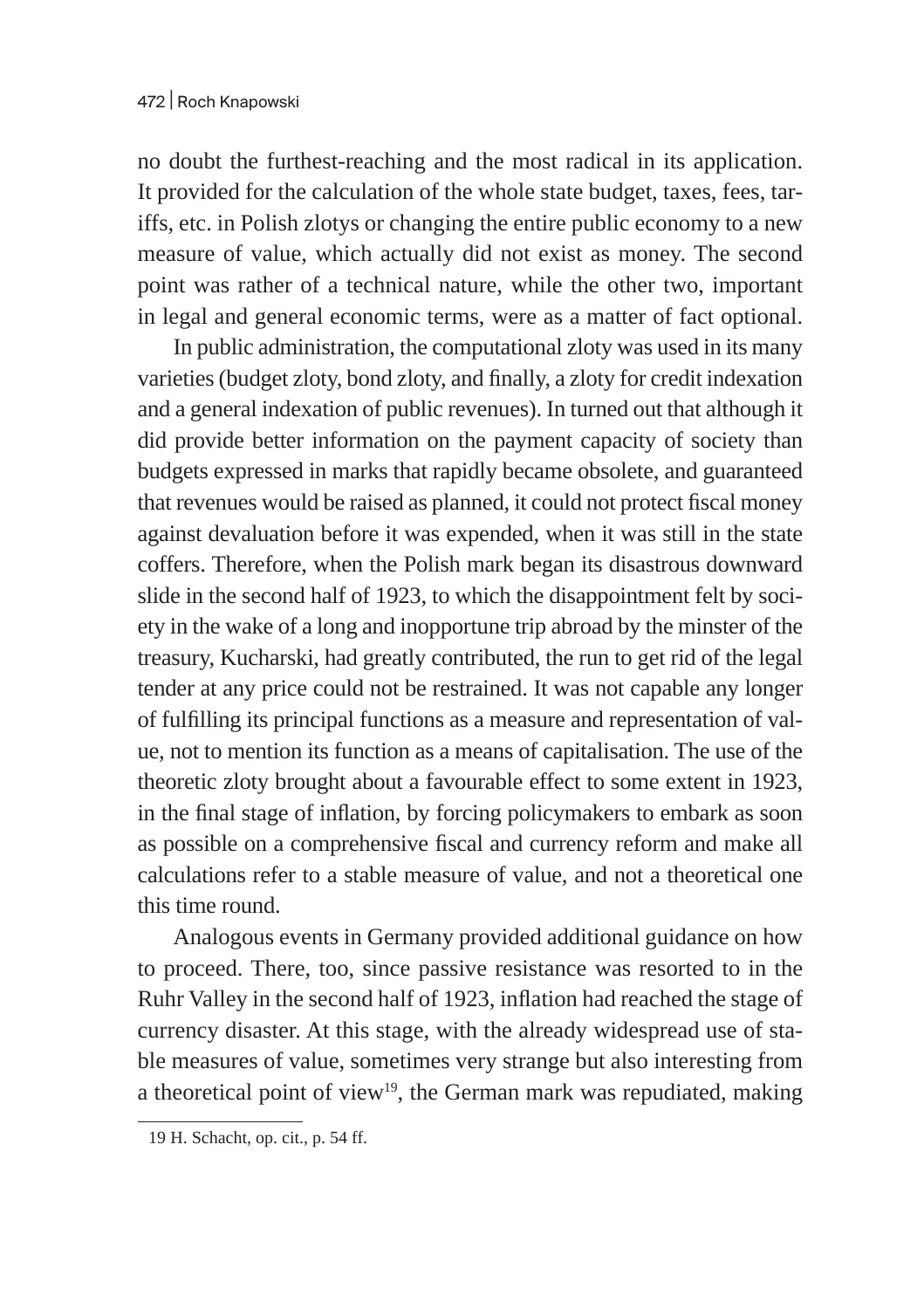no doubt the furthest-reaching and the most radical in its application. It provided for the calculation of the whole state budget, taxes, fees, tariffs, etc. in Polish zlotys or changing the entire public economy to a new measure of value, which actually did not exist as money. The second point was rather of a technical nature, while the other two, important in legal and general economic terms, were as a matter of fact optional.

In public administration, the computational zloty was used in its many varieties (budget zloty, bond zloty, and finally, a zloty for credit indexation and a general indexation of public revenues). In turned out that although it did provide better information on the payment capacity of society than budgets expressed in marks that rapidly became obsolete, and guaranteed that revenues would be raised as planned, it could not protect fiscal money against devaluation before it was expended, when it was still in the state coffers. Therefore, when the Polish mark began its disastrous downward slide in the second half of 1923, to which the disappointment felt by society in the wake of a long and inopportune trip abroad by the minster of the treasury, Kucharski, had greatly contributed, the run to get rid of the legal tender at any price could not be restrained. It was not capable any longer of fulfilling its principal functions as a measure and representation of value, not to mention its function as a means of capitalisation. The use of the theoretic zloty brought about a favourable effect to some extent in 1923, in the final stage of inflation, by forcing policymakers to embark as soon as possible on a comprehensive fiscal and currency reform and make all calculations refer to a stable measure of value, and not a theoretical one this time round.

Analogous events in Germany provided additional guidance on how to proceed. There, too, since passive resistance was resorted to in the Ruhr Valley in the second half of 1923, inflation had reached the stage of currency disaster. At this stage, with the already widespread use of stable measures of value, sometimes very strange but also interesting from a theoretical point of view[19], the German mark was repudiated, making

19 H. Schacht, op. cit., p. 54 ff.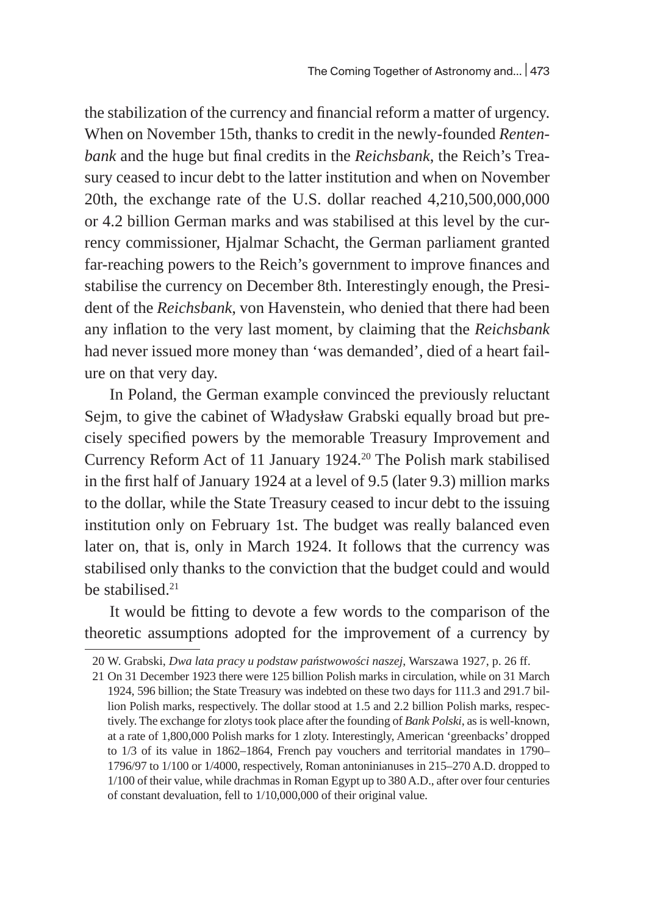the stabilization of the currency and financial reform a matter of urgency. When on November 15th, thanks to credit in the newly-founded *Rentenbank* and the huge but final credits in the *Reichsbank*, the Reich's Treasury ceased to incur debt to the latter institution and when on November 20th, the exchange rate of the U.S. dollar reached 4,210,500,000,000 or 4.2 billion German marks and was stabilised at this level by the currency commissioner, Hjalmar Schacht, the German parliament granted far-reaching powers to the Reich's government to improve finances and stabilise the currency on December 8th. Interestingly enough, the President of the *Reichsbank*, von Havenstein, who denied that there had been any inflation to the very last moment, by claiming that the *Reichsbank* had never issued more money than 'was demanded', died of a heart failure on that very day.

In Poland, the German example convinced the previously reluctant Sejm, to give the cabinet of Władysław Grabski equally broad but precisely specified powers by the memorable Treasury Improvement and Currency Reform Act of 11 January 1924.[20] The Polish mark stabilised in the first half of January 1924 at a level of 9.5 (later 9.3) million marks to the dollar, while the State Treasury ceased to incur debt to the issuing institution only on February 1st. The budget was really balanced even later on, that is, only in March 1924. It follows that the currency was stabilised only thanks to the conviction that the budget could and would be stabilised.[21]

It would be fitting to devote a few words to the comparison of the theoretic assumptions adopted for the improvement of a currency by

---

20 W. Grabski, *Dwa lata pracy u podstaw państwowości naszej*, Warszawa 1927, p. 26 ff.

21 On 31 December 1923 there were 125 billion Polish marks in circulation, while on 31 March 1924, 596 billion; the State Treasury was indebted on these two days for 111.3 and 291.7 billion Polish marks, respectively. The dollar stood at 1.5 and 2.2 billion Polish marks, respectively. The exchange for zlotys took place after the founding of *Bank Polski*, as is well-known, at a rate of 1,800,000 Polish marks for 1 zloty. Interestingly, American 'greenbacks' dropped to 1/3 of its value in 1862–1864, French pay vouchers and territorial mandates in 1790–1796/97 to 1/100 or 1/4000, respectively, Roman antoninianuses in 215–270 A.D. dropped to 1/100 of their value, while drachmas in Roman Egypt up to 380 A.D., after over four centuries of constant devaluation, fell to 1/10,000,000 of their original value.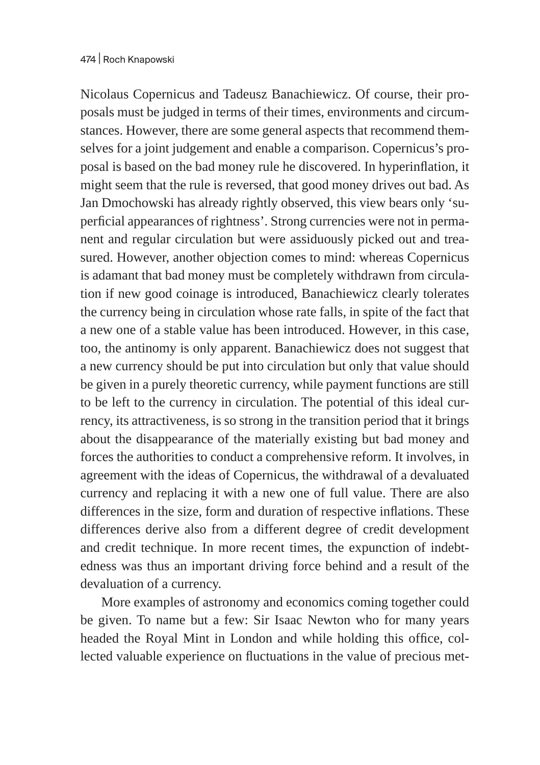Nicolaus Copernicus and Tadeusz Banachiewicz. Of course, their proposals must be judged in terms of their times, environments and circumstances. However, there are some general aspects that recommend themselves for a joint judgement and enable a comparison. Copernicus's proposal is based on the bad money rule he discovered. In hyperinflation, it might seem that the rule is reversed, that good money drives out bad. As Jan Dmochowski has already rightly observed, this view bears only 'superficial appearances of rightness'. Strong currencies were not in permanent and regular circulation but were assiduously picked out and treasured. However, another objection comes to mind: whereas Copernicus is adamant that bad money must be completely withdrawn from circulation if new good coinage is introduced, Banachiewicz clearly tolerates the currency being in circulation whose rate falls, in spite of the fact that a new one of a stable value has been introduced. However, in this case, too, the antinomy is only apparent. Banachiewicz does not suggest that a new currency should be put into circulation but only that value should be given in a purely theoretic currency, while payment functions are still to be left to the currency in circulation. The potential of this ideal currency, its attractiveness, is so strong in the transition period that it brings about the disappearance of the materially existing but bad money and forces the authorities to conduct a comprehensive reform. It involves, in agreement with the ideas of Copernicus, the withdrawal of a devaluated currency and replacing it with a new one of full value. There are also differences in the size, form and duration of respective inflations. These differences derive also from a different degree of credit development and credit technique. In more recent times, the expunction of indebtedness was thus an important driving force behind and a result of the devaluation of a currency.

More examples of astronomy and economics coming together could be given. To name but a few: Sir Isaac Newton who for many years headed the Royal Mint in London and while holding this office, collected valuable experience on fluctuations in the value of precious met-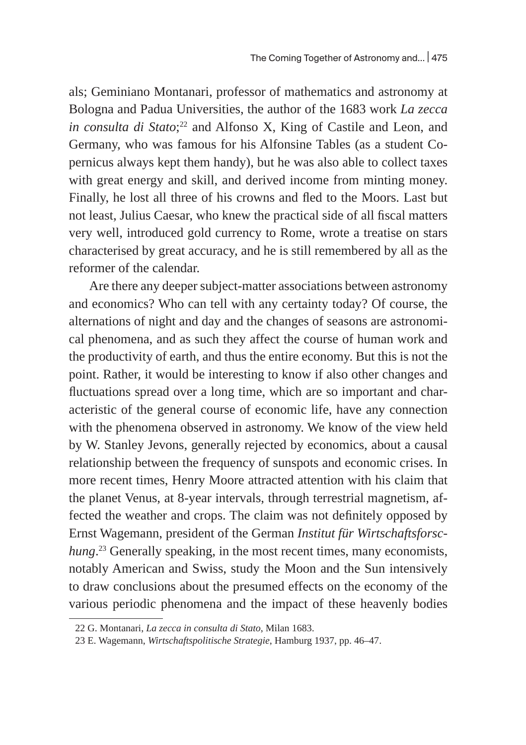als; Geminiano Montanari, professor of mathematics and astronomy at Bologna and Padua Universities, the author of the 1683 work *La zecca in consulta di Stato*;[22] and Alfonso X, King of Castile and Leon, and Germany, who was famous for his Alfonsine Tables (as a student Copernicus always kept them handy), but he was also able to collect taxes with great energy and skill, and derived income from minting money. Finally, he lost all three of his crowns and fled to the Moors. Last but not least, Julius Caesar, who knew the practical side of all fiscal matters very well, introduced gold currency to Rome, wrote a treatise on stars characterised by great accuracy, and he is still remembered by all as the reformer of the calendar.

Are there any deeper subject-matter associations between astronomy and economics? Who can tell with any certainty today? Of course, the alternations of night and day and the changes of seasons are astronomical phenomena, and as such they affect the course of human work and the productivity of earth, and thus the entire economy. But this is not the point. Rather, it would be interesting to know if also other changes and fluctuations spread over a long time, which are so important and characteristic of the general course of economic life, have any connection with the phenomena observed in astronomy. We know of the view held by W. Stanley Jevons, generally rejected by economics, about a causal relationship between the frequency of sunspots and economic crises. In more recent times, Henry Moore attracted attention with his claim that the planet Venus, at 8-year intervals, through terrestrial magnetism, affected the weather and crops. The claim was not definitely opposed by Ernst Wagemann, president of the German *Institut für Wirtschaftsforschung*.[23] Generally speaking, in the most recent times, many economists, notably American and Swiss, study the Moon and the Sun intensively to draw conclusions about the presumed effects on the economy of the various periodic phenomena and the impact of these heavenly bodies

---

22 G. Montanari, *La zecca in consulta di Stato*, Milan 1683.

23 E. Wagemann, *Wirtschaftspolitische Strategie*, Hamburg 1937, pp. 46–47.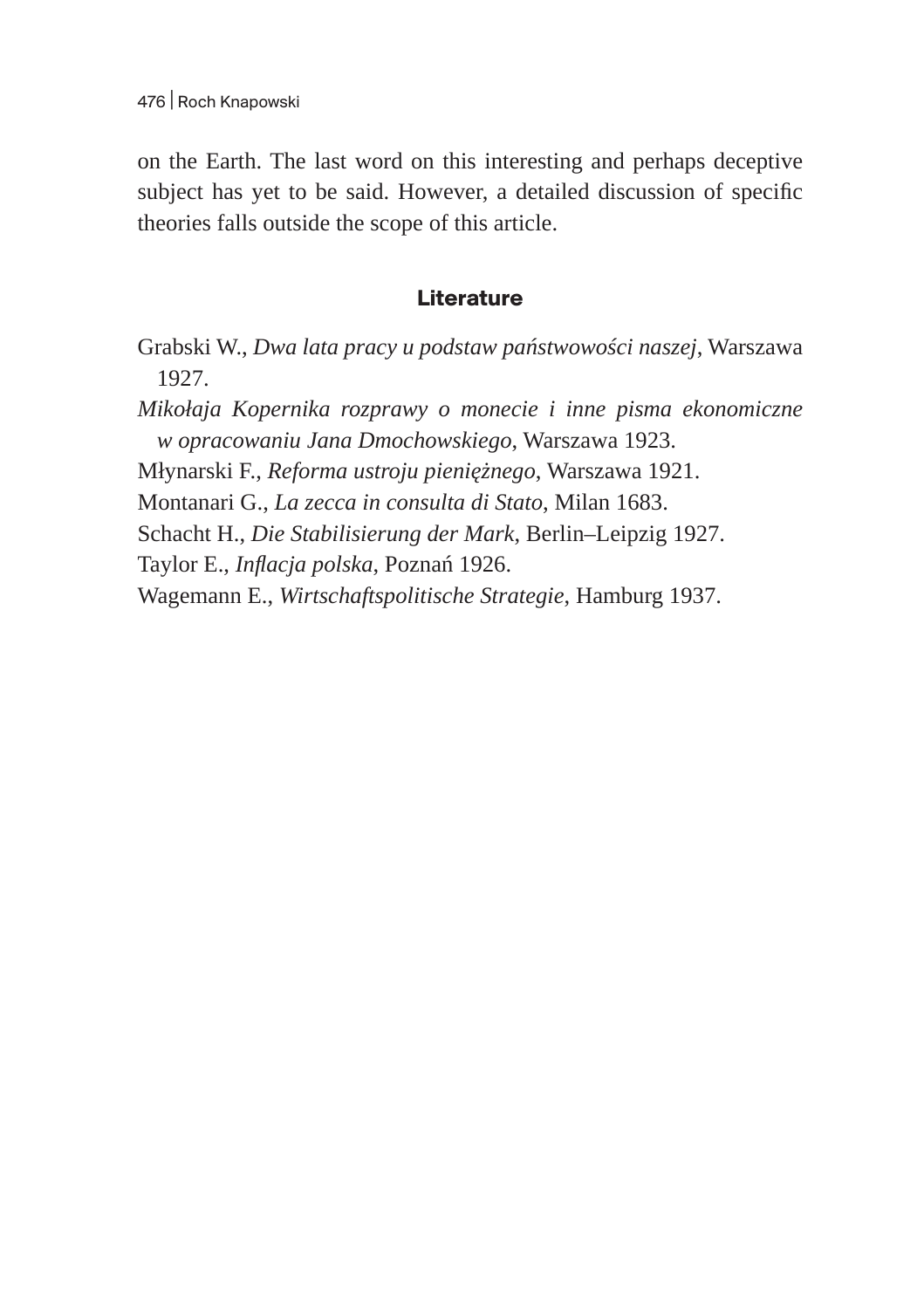on the Earth. The last word on this interesting and perhaps deceptive subject has yet to be said. However, a detailed discussion of specific theories falls outside the scope of this article.

## Literature

Grabski W., *Dwa lata pracy u podstaw państwowości naszej*, Warszawa 1927.

*Mikołaja Kopernika rozprawy o monecie i inne pisma ekonomiczne w opracowaniu Jana Dmochowskiego*, Warszawa 1923.

Młynarski F., *Reforma ustroju pieniężnego*, Warszawa 1921.

Montanari G., *La zecca in consulta di Stato*, Milan 1683.

Schacht H., *Die Stabilisierung der Mark*, Berlin–Leipzig 1927.

Taylor E., *Inflacja polska*, Poznań 1926.

Wagemann E., *Wirtschaftspolitische Strategie*, Hamburg 1937.